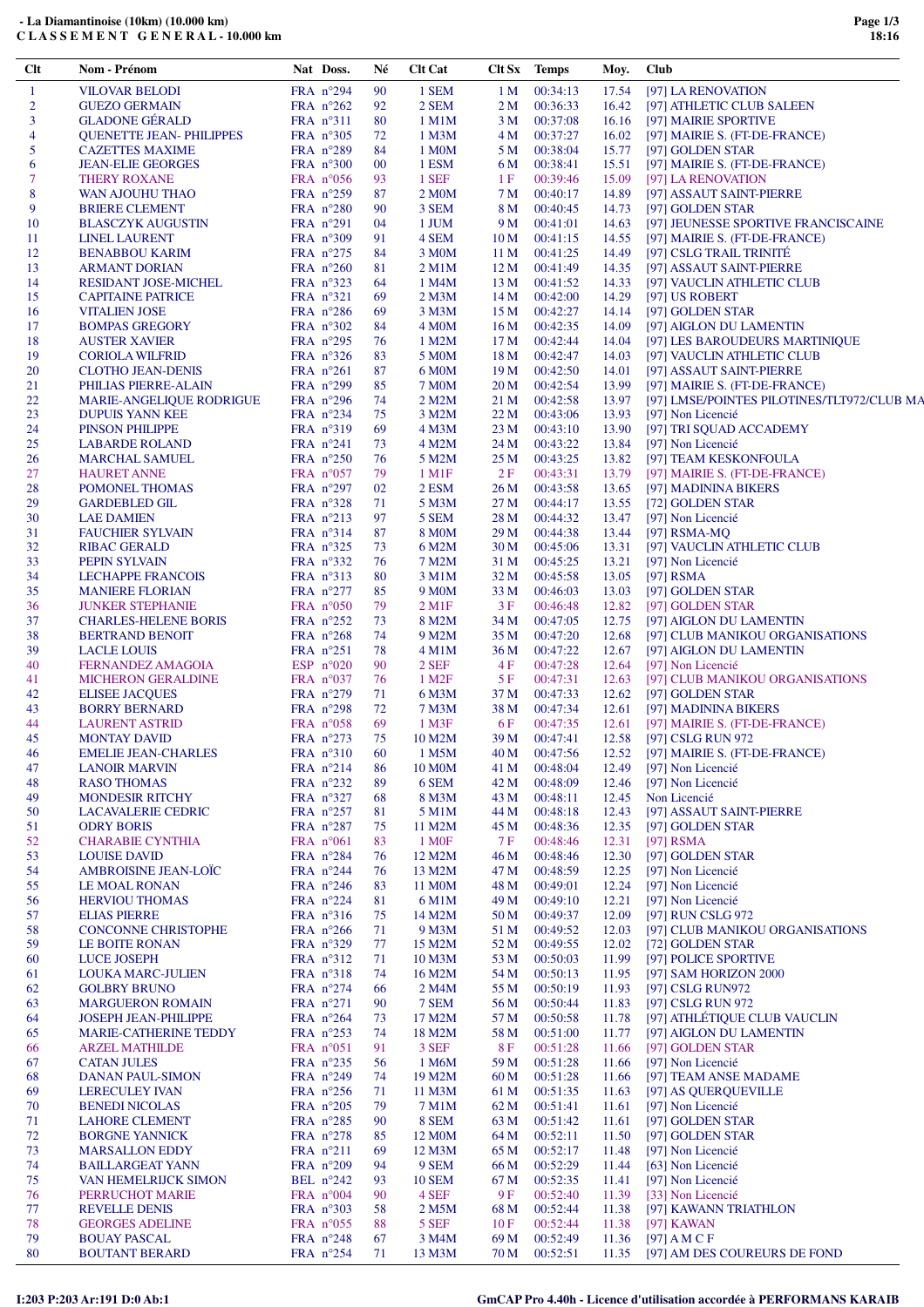# - La Diamantinoise (10km) (10.000 km)

## C L A S S E M E N T   G E N E R A L - 10.000 km

| Clt | Nom - Prénom | Nat | Doss. | Né | Clt Cat | Clt Sx | Temps | Moy. | Club |
|---|---|---|---|---|---|---|---|---|---|
| 1 | VILOVAR BELODI | FRA | n°294 | 90 | 1 SEM | 1 M | 00:34:13 | 17.54 | [97] LA RENOVATION |
| 2 | GUEZO GERMAIN | FRA | n°262 | 92 | 2 SEM | 2 M | 00:36:33 | 16.42 | [97] ATHLETIC CLUB SALEEN |
| 3 | GLADONE GÉRALD | FRA | n°311 | 80 | 1 M1M | 3 M | 00:37:08 | 16.16 | [97] MAIRIE SPORTIVE |
| 4 | QUENETTE JEAN- PHILIPPES | FRA | n°305 | 72 | 1 M3M | 4 M | 00:37:27 | 16.02 | [97] MAIRIE S. (FT-DE-FRANCE) |
| 5 | CAZETTES MAXIME | FRA | n°289 | 84 | 1 M0M | 5 M | 00:38:04 | 15.77 | [97] GOLDEN STAR |
| 6 | JEAN-ELIE GEORGES | FRA | n°300 | 00 | 1 ESM | 6 M | 00:38:41 | 15.51 | [97] MAIRIE S. (FT-DE-FRANCE) |
| 7 | THERY ROXANE | FRA | n°056 | 93 | 1 SEF | 1 F | 00:39:46 | 15.09 | [97] LA RENOVATION |
| 8 | WAN AJOUHU THAO | FRA | n°259 | 87 | 2 M0M | 7 M | 00:40:17 | 14.89 | [97] ASSAUT SAINT-PIERRE |
| 9 | BRIERE CLEMENT | FRA | n°280 | 90 | 3 SEM | 8 M | 00:40:45 | 14.73 | [97] GOLDEN STAR |
| 10 | BLASCZYK AUGUSTIN | FRA | n°291 | 04 | 1 JUM | 9 M | 00:41:01 | 14.63 | [97] JEUNESSE SPORTIVE FRANCISCAINE |
| 11 | LINEL LAURENT | FRA | n°309 | 91 | 4 SEM | 10 M | 00:41:15 | 14.55 | [97] MAIRIE S. (FT-DE-FRANCE) |
| 12 | BENABBOU KARIM | FRA | n°275 | 84 | 3 M0M | 11 M | 00:41:25 | 14.49 | [97] CSLG TRAIL TRINITÉ |
| 13 | ARMANT DORIAN | FRA | n°260 | 81 | 2 M1M | 12 M | 00:41:49 | 14.35 | [97] ASSAUT SAINT-PIERRE |
| 14 | RESIDANT JOSE-MICHEL | FRA | n°323 | 64 | 1 M4M | 13 M | 00:41:52 | 14.33 | [97] VAUCLIN ATHLETIC CLUB |
| 15 | CAPITAINE PATRICE | FRA | n°321 | 69 | 2 M3M | 14 M | 00:42:00 | 14.29 | [97] US ROBERT |
| 16 | VITALIEN JOSE | FRA | n°286 | 69 | 3 M3M | 15 M | 00:42:27 | 14.14 | [97] GOLDEN STAR |
| 17 | BOMPAS GREGORY | FRA | n°302 | 84 | 4 M0M | 16 M | 00:42:35 | 14.09 | [97] AIGLON DU LAMENTIN |
| 18 | AUSTER XAVIER | FRA | n°295 | 76 | 1 M2M | 17 M | 00:42:44 | 14.04 | [97] LES BAROUDEURS MARTINIQUE |
| 19 | CORIOLA WILFRID | FRA | n°326 | 83 | 5 M0M | 18 M | 00:42:47 | 14.03 | [97] VAUCLIN ATHLETIC CLUB |
| 20 | CLOTHO JEAN-DENIS | FRA | n°261 | 87 | 6 M0M | 19 M | 00:42:50 | 14.01 | [97] ASSAUT SAINT-PIERRE |
| 21 | PHILIAS PIERRE-ALAIN | FRA | n°299 | 85 | 7 M0M | 20 M | 00:42:54 | 13.99 | [97] MAIRIE S. (FT-DE-FRANCE) |
| 22 | MARIE-ANGELIQUE RODRIGUE | FRA | n°296 | 74 | 2 M2M | 21 M | 00:42:58 | 13.97 | [97] LMSE/POINTES PILOTINES/TLT972/CLUB MA |
| 23 | DUPUIS YANN KEE | FRA | n°234 | 75 | 3 M2M | 22 M | 00:43:06 | 13.93 | [97] Non Licencié |
| 24 | PINSON PHILIPPE | FRA | n°319 | 69 | 4 M3M | 23 M | 00:43:10 | 13.90 | [97] TRI SQUAD ACCADEMY |
| 25 | LABARDE ROLAND | FRA | n°241 | 73 | 4 M2M | 24 M | 00:43:22 | 13.84 | [97] Non Licencié |
| 26 | MARCHAL SAMUEL | FRA | n°250 | 76 | 5 M2M | 25 M | 00:43:25 | 13.82 | [97] TEAM KESKONFOULA |
| 27 | HAURET ANNE | FRA | n°057 | 79 | 1 M1F | 2 F | 00:43:31 | 13.79 | [97] MAIRIE S. (FT-DE-FRANCE) |
| 28 | POMONEL THOMAS | FRA | n°297 | 02 | 2 ESM | 26 M | 00:43:58 | 13.65 | [97] MADININA BIKERS |
| 29 | GARDEBLED GIL | FRA | n°328 | 71 | 5 M3M | 27 M | 00:44:17 | 13.55 | [72] GOLDEN STAR |
| 30 | LAE DAMIEN | FRA | n°213 | 97 | 5 SEM | 28 M | 00:44:32 | 13.47 | [97] Non Licencié |
| 31 | FAUCHIER SYLVAIN | FRA | n°314 | 87 | 8 M0M | 29 M | 00:44:38 | 13.44 | [97] RSMA-MQ |
| 32 | RIBAC GERALD | FRA | n°325 | 73 | 6 M2M | 30 M | 00:45:06 | 13.31 | [97] VAUCLIN ATHLETIC CLUB |
| 33 | PEPIN SYLVAIN | FRA | n°332 | 76 | 7 M2M | 31 M | 00:45:25 | 13.21 | [97] Non Licencié |
| 34 | LECHAPPE FRANCOIS | FRA | n°313 | 80 | 3 M1M | 32 M | 00:45:58 | 13.05 | [97] RSMA |
| 35 | MANIERE FLORIAN | FRA | n°277 | 85 | 9 M0M | 33 M | 00:46:03 | 13.03 | [97] GOLDEN STAR |
| 36 | JUNKER STEPHANIE | FRA | n°050 | 79 | 2 M1F | 3 F | 00:46:48 | 12.82 | [97] GOLDEN STAR |
| 37 | CHARLES-HELENE BORIS | FRA | n°252 | 73 | 8 M2M | 34 M | 00:47:05 | 12.75 | [97] AIGLON DU LAMENTIN |
| 38 | BERTRAND BENOIT | FRA | n°268 | 74 | 9 M2M | 35 M | 00:47:20 | 12.68 | [97] CLUB MANIKOU ORGANISATIONS |
| 39 | LACLE LOUIS | FRA | n°251 | 78 | 4 M1M | 36 M | 00:47:22 | 12.67 | [97] AIGLON DU LAMENTIN |
| 40 | FERNANDEZ AMAGOIA | ESP | n°020 | 90 | 2 SEF | 4 F | 00:47:28 | 12.64 | [97] Non Licencié |
| 41 | MICHERON GERALDINE | FRA | n°037 | 76 | 1 M2F | 5 F | 00:47:31 | 12.63 | [97] CLUB MANIKOU ORGANISATIONS |
| 42 | ELISEE JACQUES | FRA | n°279 | 71 | 6 M3M | 37 M | 00:47:33 | 12.62 | [97] GOLDEN STAR |
| 43 | BORRY BERNARD | FRA | n°298 | 72 | 7 M3M | 38 M | 00:47:34 | 12.61 | [97] MADININA BIKERS |
| 44 | LAURENT ASTRID | FRA | n°058 | 69 | 1 M3F | 6 F | 00:47:35 | 12.61 | [97] MAIRIE S. (FT-DE-FRANCE) |
| 45 | MONTAY DAVID | FRA | n°273 | 75 | 10 M2M | 39 M | 00:47:41 | 12.58 | [97] CSLG RUN 972 |
| 46 | EMELIE JEAN-CHARLES | FRA | n°310 | 60 | 1 M5M | 40 M | 00:47:56 | 12.52 | [97] MAIRIE S. (FT-DE-FRANCE) |
| 47 | LANOIR MARVIN | FRA | n°214 | 86 | 10 M0M | 41 M | 00:48:04 | 12.49 | [97] Non Licencié |
| 48 | RASO THOMAS | FRA | n°232 | 89 | 6 SEM | 42 M | 00:48:09 | 12.46 | [97] Non Licencié |
| 49 | MONDESIR RITCHY | FRA | n°327 | 68 | 8 M3M | 43 M | 00:48:11 | 12.45 | Non Licencié |
| 50 | LACAVALERIE CEDRIC | FRA | n°257 | 81 | 5 M1M | 44 M | 00:48:18 | 12.43 | [97] ASSAUT SAINT-PIERRE |
| 51 | ODRY BORIS | FRA | n°287 | 75 | 11 M2M | 45 M | 00:48:36 | 12.35 | [97] GOLDEN STAR |
| 52 | CHARABIE CYNTHIA | FRA | n°061 | 83 | 1 M0F | 7 F | 00:48:46 | 12.31 | [97] RSMA |
| 53 | LOUISE DAVID | FRA | n°284 | 76 | 12 M2M | 46 M | 00:48:46 | 12.30 | [97] GOLDEN STAR |
| 54 | AMBROISINE JEAN-LOÏC | FRA | n°244 | 76 | 13 M2M | 47 M | 00:48:59 | 12.25 | [97] Non Licencié |
| 55 | LE MOAL RONAN | FRA | n°246 | 83 | 11 M0M | 48 M | 00:49:01 | 12.24 | [97] Non Licencié |
| 56 | HERVIOU THOMAS | FRA | n°224 | 81 | 6 M1M | 49 M | 00:49:10 | 12.21 | [97] Non Licencié |
| 57 | ELIAS PIERRE | FRA | n°316 | 75 | 14 M2M | 50 M | 00:49:37 | 12.09 | [97] RUN CSLG 972 |
| 58 | CONCONNE CHRISTOPHE | FRA | n°266 | 71 | 9 M3M | 51 M | 00:49:52 | 12.03 | [97] CLUB MANIKOU ORGANISATIONS |
| 59 | LE BOITE RONAN | FRA | n°329 | 77 | 15 M2M | 52 M | 00:49:55 | 12.02 | [72] GOLDEN STAR |
| 60 | LUCE JOSEPH | FRA | n°312 | 71 | 10 M3M | 53 M | 00:50:03 | 11.99 | [97] POLICE SPORTIVE |
| 61 | LOUKA MARC-JULIEN | FRA | n°318 | 74 | 16 M2M | 54 M | 00:50:13 | 11.95 | [97] SAM HORIZON 2000 |
| 62 | GOLBRY BRUNO | FRA | n°274 | 66 | 2 M4M | 55 M | 00:50:19 | 11.93 | [97] CSLG RUN972 |
| 63 | MARGUERON ROMAIN | FRA | n°271 | 90 | 7 SEM | 56 M | 00:50:44 | 11.83 | [97] CSLG RUN 972 |
| 64 | JOSEPH JEAN-PHILIPPE | FRA | n°264 | 73 | 17 M2M | 57 M | 00:50:58 | 11.78 | [97] ATHLÉTIQUE CLUB VAUCLIN |
| 65 | MARIE-CATHERINE TEDDY | FRA | n°253 | 74 | 18 M2M | 58 M | 00:51:00 | 11.77 | [97] AIGLON DU LAMENTIN |
| 66 | ARZEL MATHILDE | FRA | n°051 | 91 | 3 SEF | 8 F | 00:51:28 | 11.66 | [97] GOLDEN STAR |
| 67 | CATAN JULES | FRA | n°235 | 56 | 1 M6M | 59 M | 00:51:28 | 11.66 | [97] Non Licencié |
| 68 | DANAN PAUL-SIMON | FRA | n°249 | 74 | 19 M2M | 60 M | 00:51:28 | 11.66 | [97] TEAM ANSE MADAME |
| 69 | LERECULEY IVAN | FRA | n°256 | 71 | 11 M3M | 61 M | 00:51:35 | 11.63 | [97] AS QUERQUEVILLE |
| 70 | BENEDI NICOLAS | FRA | n°205 | 79 | 7 M1M | 62 M | 00:51:41 | 11.61 | [97] Non Licencié |
| 71 | LAHORE CLEMENT | FRA | n°285 | 90 | 8 SEM | 63 M | 00:51:42 | 11.61 | [97] GOLDEN STAR |
| 72 | BORGNE YANNICK | FRA | n°278 | 85 | 12 M0M | 64 M | 00:52:11 | 11.50 | [97] GOLDEN STAR |
| 73 | MARSALLON EDDY | FRA | n°211 | 69 | 12 M3M | 65 M | 00:52:17 | 11.48 | [97] Non Licencié |
| 74 | BAILLARGEAT YANN | FRA | n°209 | 94 | 9 SEM | 66 M | 00:52:29 | 11.44 | [63] Non Licencié |
| 75 | VAN HEMELRIJCK SIMON | BEL | n°242 | 93 | 10 SEM | 67 M | 00:52:35 | 11.41 | [97] Non Licencié |
| 76 | PERRUCHOT MARIE | FRA | n°004 | 90 | 4 SEF | 9 F | 00:52:40 | 11.39 | [33] Non Licencié |
| 77 | REVELLE DENIS | FRA | n°303 | 58 | 2 M5M | 68 M | 00:52:44 | 11.38 | [97] KAWANN TRIATHLON |
| 78 | GEORGES ADELINE | FRA | n°055 | 88 | 5 SEF | 10 F | 00:52:44 | 11.38 | [97] KAWAN |
| 79 | BOUAY PASCAL | FRA | n°248 | 67 | 3 M4M | 69 M | 00:52:49 | 11.36 | [97] A M C F |
| 80 | BOUTANT BERARD | FRA | n°254 | 71 | 13 M3M | 70 M | 00:52:51 | 11.35 | [97] AM DES COUREURS DE FOND |

I:203 P:203 Ar:191 D:0 Ab:1

GmCAP Pro 4.40h - Licence d'utilisation accordée à PERFORMANS KARAIB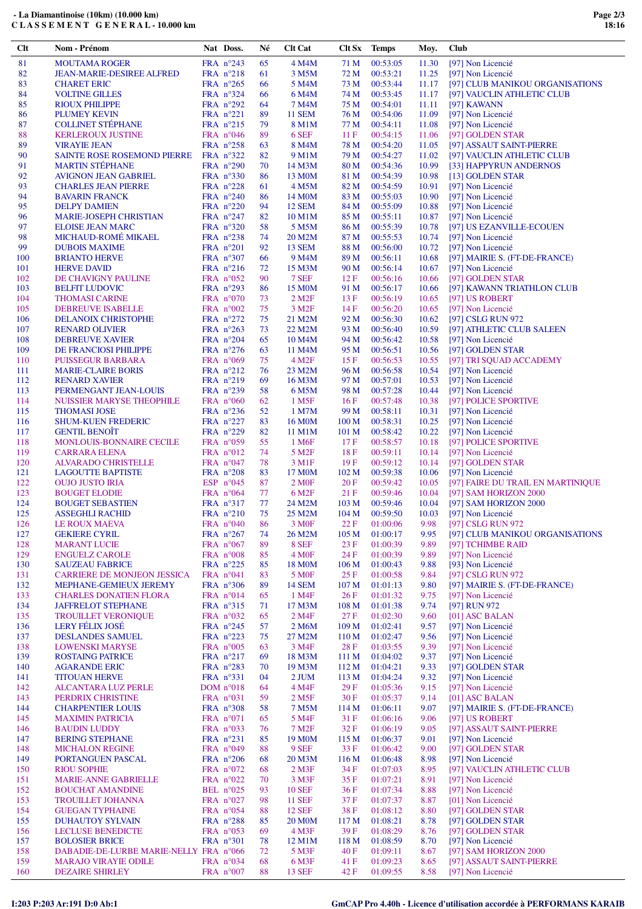# - La Diamantinoise (10km) (10.000 km)

## CLASSEMENT GENERAL - 10.000 km

| Clt | Nom - Prénom | Nat | Doss. | Né | Clt Cat | Clt Sx | Temps | Moy. | Club |
|---|---|---|---|---|---|---|---|---|---|
| 81 | MOUTAMA ROGER | FRA | n°243 | 65 | 4 M4M | 71 M | 00:53:05 | 11.30 | [97] Non Licencié |
| 82 | JEAN-MARIE-DESIREE ALFRED | FRA | n°218 | 61 | 3 M5M | 72 M | 00:53:21 | 11.25 | [97] Non Licencié |
| 83 | CHARET ERIC | FRA | n°265 | 66 | 5 M4M | 73 M | 00:53:44 | 11.17 | [97] CLUB MANIKOU ORGANISATIONS |
| 84 | VOLTINE GILLES | FRA | n°324 | 66 | 6 M4M | 74 M | 00:53:45 | 11.17 | [97] VAUCLIN ATHLETIC CLUB |
| 85 | RIOUX PHILIPPE | FRA | n°292 | 64 | 7 M4M | 75 M | 00:54:01 | 11.11 | [97] KAWANN |
| 86 | PLUMEY KEVIN | FRA | n°221 | 89 | 11 SEM | 76 M | 00:54:06 | 11.09 | [97] Non Licencié |
| 87 | COLLINET STÉPHANE | FRA | n°215 | 79 | 8 M1M | 77 M | 00:54:11 | 11.08 | [97] Non Licencié |
| 88 | KERLEROUX JUSTINE | FRA | n°046 | 89 | 6 SEF | 11 F | 00:54:15 | 11.06 | [97] GOLDEN STAR |
| 89 | VIRAYIE JEAN | FRA | n°258 | 63 | 8 M4M | 78 M | 00:54:20 | 11.05 | [97] ASSAUT SAINT-PIERRE |
| 90 | SAINTE ROSE ROSEMOND PIERRE | FRA | n°322 | 82 | 9 M1M | 79 M | 00:54:27 | 11.02 | [97] VAUCLIN ATHLETIC CLUB |
| 91 | MARTIN STÉPHANE | FRA | n°290 | 70 | 14 M3M | 80 M | 00:54:36 | 10.99 | [33] HAPPYRUN ANDERNOS |
| 92 | AVIGNON JEAN GABRIEL | FRA | n°330 | 86 | 13 M0M | 81 M | 00:54:39 | 10.98 | [13] GOLDEN STAR |
| 93 | CHARLES JEAN PIERRE | FRA | n°228 | 61 | 4 M5M | 82 M | 00:54:59 | 10.91 | [97] Non Licencié |
| 94 | BAVARIN FRANCK | FRA | n°240 | 86 | 14 M0M | 83 M | 00:55:03 | 10.90 | [97] Non Licencié |
| 95 | DELPY DAMIEN | FRA | n°220 | 94 | 12 SEM | 84 M | 00:55:09 | 10.88 | [97] Non Licencié |
| 96 | MARIE-JOSEPH CHRISTIAN | FRA | n°247 | 82 | 10 M1M | 85 M | 00:55:11 | 10.87 | [97] Non Licencié |
| 97 | ELOISE JEAN MARC | FRA | n°320 | 58 | 5 M5M | 86 M | 00:55:39 | 10.78 | [97] US EZANVILLE-ECOUEN |
| 98 | MICHAUD-ROMÉ MIKAEL | FRA | n°238 | 74 | 20 M2M | 87 M | 00:55:53 | 10.74 | [97] Non Licencié |
| 99 | DUBOIS MAXIME | FRA | n°201 | 92 | 13 SEM | 88 M | 00:56:00 | 10.72 | [97] Non Licencié |
| 100 | BRIANTO HERVE | FRA | n°307 | 66 | 9 M4M | 89 M | 00:56:11 | 10.68 | [97] MAIRIE S. (FT-DE-FRANCE) |
| 101 | HERVE DAVID | FRA | n°216 | 72 | 15 M3M | 90 M | 00:56:14 | 10.67 | [97] Non Licencié |
| 102 | DE CHAVIGNY PAULINE | FRA | n°052 | 90 | 7 SEF | 12 F | 00:56:16 | 10.66 | [97] GOLDEN STAR |
| 103 | BELFIT LUDOVIC | FRA | n°293 | 86 | 15 M0M | 91 M | 00:56:17 | 10.66 | [97] KAWANN TRIATHLON CLUB |
| 104 | THOMASI CARINE | FRA | n°070 | 73 | 2 M2F | 13 F | 00:56:19 | 10.65 | [97] US ROBERT |
| 105 | DEBREUVE ISABELLE | FRA | n°002 | 75 | 3 M2F | 14 F | 00:56:20 | 10.65 | [97] Non Licencié |
| 106 | DELANOIX CHRISTOPHE | FRA | n°272 | 75 | 21 M2M | 92 M | 00:56:30 | 10.62 | [97] CSLG RUN 972 |
| 107 | RENARD OLIVIER | FRA | n°263 | 73 | 22 M2M | 93 M | 00:56:40 | 10.59 | [97] ATHLETIC CLUB SALEEN |
| 108 | DEBREUVE XAVIER | FRA | n°204 | 65 | 10 M4M | 94 M | 00:56:42 | 10.58 | [97] Non Licencié |
| 109 | DE FRANCIOSI PHILIPPE | FRA | n°276 | 63 | 11 M4M | 95 M | 00:56:51 | 10.56 | [97] GOLDEN STAR |
| 110 | PUISSEGUR BARBARA | FRA | n°069 | 75 | 4 M2F | 15 F | 00:56:53 | 10.55 | [97] TRI SQUAD ACCADEMY |
| 111 | MARIE-CLAIRE BORIS | FRA | n°212 | 76 | 23 M2M | 96 M | 00:56:58 | 10.54 | [97] Non Licencié |
| 112 | RENARD XAVIER | FRA | n°219 | 69 | 16 M3M | 97 M | 00:57:01 | 10.53 | [97] Non Licencié |
| 113 | PERMENGANT JEAN-LOUIS | FRA | n°239 | 58 | 6 M5M | 98 M | 00:57:28 | 10.44 | [97] Non Licencié |
| 114 | NUISSIER MARYSE THEOPHILE | FRA | n°060 | 62 | 1 M5F | 16 F | 00:57:48 | 10.38 | [97] POLICE SPORTIVE |
| 115 | THOMASI JOSE | FRA | n°236 | 52 | 1 M7M | 99 M | 00:58:11 | 10.31 | [97] Non Licencié |
| 116 | SHUM-KUEN FREDERIC | FRA | n°227 | 83 | 16 M0M | 100 M | 00:58:31 | 10.25 | [97] Non Licencié |
| 117 | GENTIL BENOÎT | FRA | n°229 | 82 | 11 M1M | 101 M | 00:58:42 | 10.22 | [97] Non Licencié |
| 118 | MONLOUIS-BONNAIRE CECILE | FRA | n°059 | 55 | 1 M6F | 17 F | 00:58:57 | 10.18 | [97] POLICE SPORTIVE |
| 119 | CARRARA ELENA | FRA | n°012 | 74 | 5 M2F | 18 F | 00:59:11 | 10.14 | [97] Non Licencié |
| 120 | ALVARADO CHRISTELLE | FRA | n°047 | 78 | 3 M1F | 19 F | 00:59:12 | 10.14 | [97] GOLDEN STAR |
| 121 | LAGOUTTE BAPTISTE | FRA | n°208 | 83 | 17 M0M | 102 M | 00:59:38 | 10.06 | [97] Non Licencié |
| 122 | OUJO JUSTO IRIA | ESP | n°045 | 87 | 2 M0F | 20 F | 00:59:42 | 10.05 | [97] FAIRE DU TRAIL EN MARTINIQUE |
| 123 | BOUGET ELODIE | FRA | n°064 | 77 | 6 M2F | 21 F | 00:59:46 | 10.04 | [97] SAM HORIZON 2000 |
| 124 | BOUGET SEBASTIEN | FRA | n°317 | 77 | 24 M2M | 103 M | 00:59:46 | 10.04 | [97] SAM HORIZON 2000 |
| 125 | ASSEGHLI RACHID | FRA | n°210 | 75 | 25 M2M | 104 M | 00:59:50 | 10.03 | [97] Non Licencié |
| 126 | LE ROUX MAEVA | FRA | n°040 | 86 | 3 M0F | 22 F | 01:00:06 | 9.98 | [97] CSLG RUN 972 |
| 127 | GEKIERE CYRIL | FRA | n°267 | 74 | 26 M2M | 105 M | 01:00:17 | 9.95 | [97] CLUB MANIKOU ORGANISATIONS |
| 128 | MARANT LUCIE | FRA | n°067 | 89 | 8 SEF | 23 F | 01:00:39 | 9.89 | [97] TCHIMBE RAID |
| 129 | ENGUELZ CAROLE | FRA | n°008 | 85 | 4 M0F | 24 F | 01:00:39 | 9.89 | [97] Non Licencié |
| 130 | SAUZEAU FABRICE | FRA | n°225 | 85 | 18 M0M | 106 M | 01:00:43 | 9.88 | [93] Non Licencié |
| 131 | CARRIERE DE MONJEON JESSICA | FRA | n°041 | 83 | 5 M0F | 25 F | 01:00:58 | 9.84 | [97] CSLG RUN 972 |
| 132 | MEPHANE-GEMIEUX JEREMY | FRA | n°306 | 89 | 14 SEM | 107 M | 01:01:13 | 9.80 | [97] MAIRIE S. (FT-DE-FRANCE) |
| 133 | CHARLES DONATIEN FLORA | FRA | n°014 | 65 | 1 M4F | 26 F | 01:01:32 | 9.75 | [97] Non Licencié |
| 134 | JAFFRELOT STEPHANE | FRA | n°315 | 71 | 17 M3M | 108 M | 01:01:38 | 9.74 | [97] RUN 972 |
| 135 | TROUILLET VERONIQUE | FRA | n°032 | 65 | 2 M4F | 27 F | 01:02:30 | 9.60 | [01] ASC BALAN |
| 136 | LERY FÉLIX JOSÉ | FRA | n°245 | 57 | 2 M6M | 109 M | 01:02:41 | 9.57 | [97] Non Licencié |
| 137 | DESLANDES SAMUEL | FRA | n°223 | 75 | 27 M2M | 110 M | 01:02:47 | 9.56 | [97] Non Licencié |
| 138 | LOWENSKI MARYSE | FRA | n°005 | 63 | 3 M4F | 28 F | 01:03:55 | 9.39 | [97] Non Licencié |
| 139 | ROSTAING PATRICE | FRA | n°217 | 69 | 18 M3M | 111 M | 01:04:02 | 9.37 | [97] Non Licencié |
| 140 | AGARANDE ERIC | FRA | n°283 | 70 | 19 M3M | 112 M | 01:04:21 | 9.33 | [97] GOLDEN STAR |
| 141 | TITOUAN HERVE | FRA | n°331 | 04 | 2 JUM | 113 M | 01:04:24 | 9.32 | [97] Non Licencié |
| 142 | ALCANTARA LUZ PERLE | DOM | n°018 | 64 | 4 M4F | 29 F | 01:05:36 | 9.15 | [97] Non Licencié |
| 143 | PERDRIX CHRISTINE | FRA | n°031 | 59 | 2 M5F | 30 F | 01:05:37 | 9.14 | [01] ASC BALAN |
| 144 | CHARPENTIER LOUIS | FRA | n°308 | 58 | 7 M5M | 114 M | 01:06:11 | 9.07 | [97] MAIRIE S. (FT-DE-FRANCE) |
| 145 | MAXIMIN PATRICIA | FRA | n°071 | 65 | 5 M4F | 31 F | 01:06:16 | 9.06 | [97] US ROBERT |
| 146 | BAUDIN LUDDY | FRA | n°033 | 76 | 7 M2F | 32 F | 01:06:19 | 9.05 | [97] ASSAUT SAINT-PIERRE |
| 147 | BERING STEPHANE | FRA | n°231 | 85 | 19 M0M | 115 M | 01:06:37 | 9.01 | [97] Non Licencié |
| 148 | MICHALON REGINE | FRA | n°049 | 88 | 9 SEF | 33 F | 01:06:42 | 9.00 | [97] GOLDEN STAR |
| 149 | PORTANGUEN PASCAL | FRA | n°206 | 68 | 20 M3M | 116 M | 01:06:48 | 8.98 | [97] Non Licencié |
| 150 | RIOU SOPHIE | FRA | n°072 | 68 | 2 M3F | 34 F | 01:07:03 | 8.95 | [97] VAUCLIN ATHLETIC CLUB |
| 151 | MARIE-ANNE GABRIELLE | FRA | n°022 | 70 | 3 M3F | 35 F | 01:07:21 | 8.91 | [97] Non Licencié |
| 152 | BOUCHAT AMANDINE | BEL | n°025 | 93 | 10 SEF | 36 F | 01:07:34 | 8.88 | [97] Non Licencié |
| 153 | TROUILLET JOHANNA | FRA | n°027 | 98 | 11 SEF | 37 F | 01:07:37 | 8.87 | [01] Non Licencié |
| 154 | GUEGAN TYPHAINE | FRA | n°054 | 88 | 12 SEF | 38 F | 01:08:12 | 8.80 | [97] GOLDEN STAR |
| 155 | DUHAUTOY SYLVAIN | FRA | n°288 | 85 | 20 M0M | 117 M | 01:08:21 | 8.78 | [97] GOLDEN STAR |
| 156 | LECLUSE BENEDICTE | FRA | n°053 | 69 | 4 M3F | 39 F | 01:08:29 | 8.76 | [97] GOLDEN STAR |
| 157 | BOLOSIER BRICE | FRA | n°301 | 78 | 12 M1M | 118 M | 01:08:59 | 8.70 | [97] Non Licencié |
| 158 | DABADIE-DE-LURBE MARIE-NELLY | FRA | n°066 | 72 | 5 M3F | 40 F | 01:09:11 | 8.67 | [97] SAM HORIZON 2000 |
| 159 | MARAJO VIRAYIE ODILE | FRA | n°034 | 68 | 6 M3F | 41 F | 01:09:23 | 8.65 | [97] ASSAUT SAINT-PIERRE |
| 160 | DEZAIRE SHIRLEY | FRA | n°007 | 88 | 13 SEF | 42 F | 01:09:55 | 8.58 | [97] Non Licencié |

I:203 P:203 Ar:191 D:0 Ab:1

GmCAP Pro 4.40h - Licence d'utilisation accordée à PERFORMANS KARAIB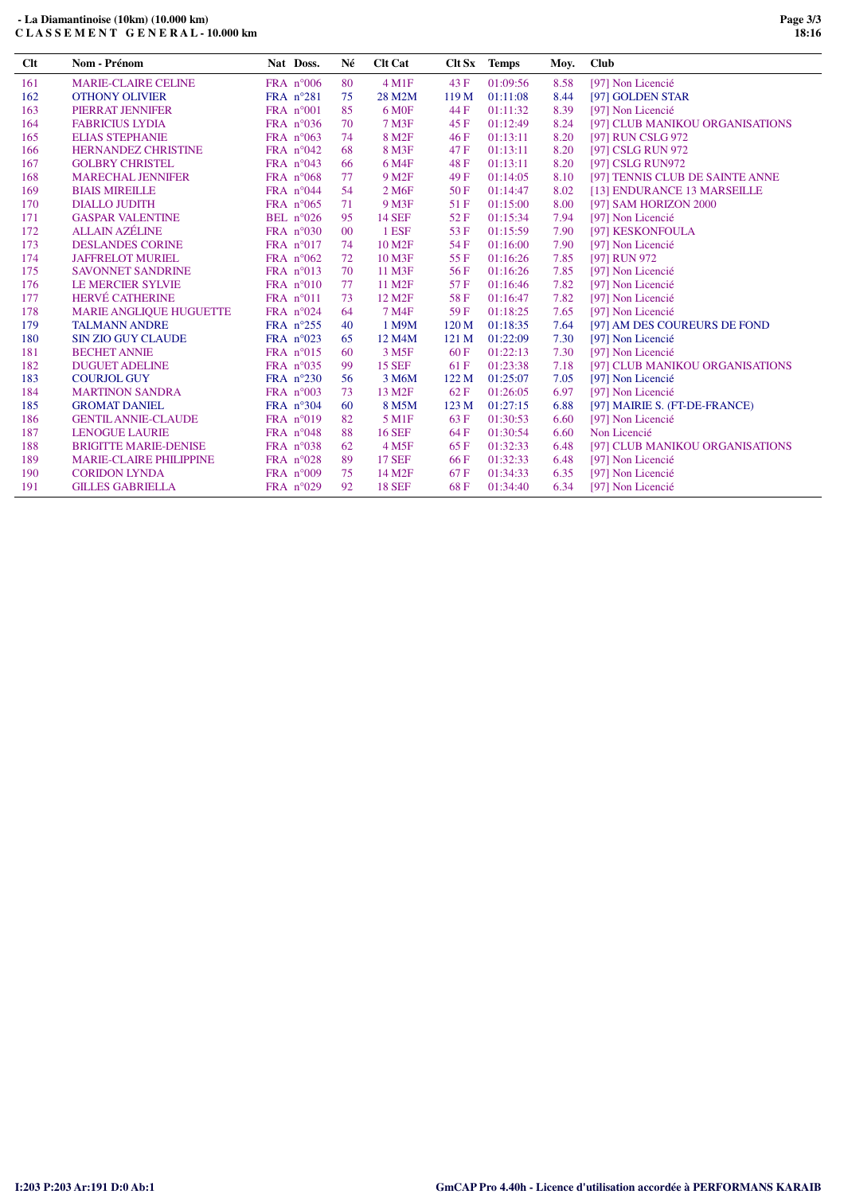**- La Diamantinoise (10km) (10.000 km)**
**C L A S S E M E N T   G E N E R A L - 10.000 km**

| Clt | Nom - Prénom | Nat | Doss. | Né | Clt Cat | Clt Sx | Temps | Moy. | Club |
|---|---|---|---|---|---|---|---|---|---|
| 161 | MARIE-CLAIRE CELINE | FRA | n°006 | 80 | 4 M1F | 43 F | 01:09:56 | 8.58 | [97] Non Licencié |
| 162 | OTHONY OLIVIER | FRA | n°281 | 75 | 28 M2M | 119 M | 01:11:08 | 8.44 | [97] GOLDEN STAR |
| 163 | PIERRAT JENNIFER | FRA | n°001 | 85 | 6 M0F | 44 F | 01:11:32 | 8.39 | [97] Non Licencié |
| 164 | FABRICIUS LYDIA | FRA | n°036 | 70 | 7 M3F | 45 F | 01:12:49 | 8.24 | [97] CLUB MANIKOU ORGANISATIONS |
| 165 | ELIAS STEPHANIE | FRA | n°063 | 74 | 8 M2F | 46 F | 01:13:11 | 8.20 | [97] RUN CSLG 972 |
| 166 | HERNANDEZ CHRISTINE | FRA | n°042 | 68 | 8 M3F | 47 F | 01:13:11 | 8.20 | [97] CSLG RUN 972 |
| 167 | GOLBRY CHRISTEL | FRA | n°043 | 66 | 6 M4F | 48 F | 01:13:11 | 8.20 | [97] CSLG RUN972 |
| 168 | MARECHAL JENNIFER | FRA | n°068 | 77 | 9 M2F | 49 F | 01:14:05 | 8.10 | [97] TENNIS CLUB DE SAINTE ANNE |
| 169 | BIAIS MIREILLE | FRA | n°044 | 54 | 2 M6F | 50 F | 01:14:47 | 8.02 | [13] ENDURANCE 13 MARSEILLE |
| 170 | DIALLO JUDITH | FRA | n°065 | 71 | 9 M3F | 51 F | 01:15:00 | 8.00 | [97] SAM HORIZON 2000 |
| 171 | GASPAR VALENTINE | BEL | n°026 | 95 | 14 SEF | 52 F | 01:15:34 | 7.94 | [97] Non Licencié |
| 172 | ALLAIN AZÉLINE | FRA | n°030 | 00 | 1 ESF | 53 F | 01:15:59 | 7.90 | [97] KESKONFOULA |
| 173 | DESLANDES CORINE | FRA | n°017 | 74 | 10 M2F | 54 F | 01:16:00 | 7.90 | [97] Non Licencié |
| 174 | JAFFRELOT MURIEL | FRA | n°062 | 72 | 10 M3F | 55 F | 01:16:26 | 7.85 | [97] RUN 972 |
| 175 | SAVONNET SANDRINE | FRA | n°013 | 70 | 11 M3F | 56 F | 01:16:26 | 7.85 | [97] Non Licencié |
| 176 | LE MERCIER SYLVIE | FRA | n°010 | 77 | 11 M2F | 57 F | 01:16:46 | 7.82 | [97] Non Licencié |
| 177 | HERVÉ CATHERINE | FRA | n°011 | 73 | 12 M2F | 58 F | 01:16:47 | 7.82 | [97] Non Licencié |
| 178 | MARIE ANGLIQUE HUGUETTE | FRA | n°024 | 64 | 7 M4F | 59 F | 01:18:25 | 7.65 | [97] Non Licencié |
| 179 | TALMANN ANDRE | FRA | n°255 | 40 | 1 M9M | 120 M | 01:18:35 | 7.64 | [97] AM DES COUREURS DE FOND |
| 180 | SIN ZIO GUY CLAUDE | FRA | n°023 | 65 | 12 M4M | 121 M | 01:22:09 | 7.30 | [97] Non Licencié |
| 181 | BECHET ANNIE | FRA | n°015 | 60 | 3 M5F | 60 F | 01:22:13 | 7.30 | [97] Non Licencié |
| 182 | DUGUET ADELINE | FRA | n°035 | 99 | 15 SEF | 61 F | 01:23:38 | 7.18 | [97] CLUB MANIKOU ORGANISATIONS |
| 183 | COURJOL GUY | FRA | n°230 | 56 | 3 M6M | 122 M | 01:25:07 | 7.05 | [97] Non Licencié |
| 184 | MARTINON SANDRA | FRA | n°003 | 73 | 13 M2F | 62 F | 01:26:05 | 6.97 | [97] Non Licencié |
| 185 | GROMAT DANIEL | FRA | n°304 | 60 | 8 M5M | 123 M | 01:27:15 | 6.88 | [97] MAIRIE S. (FT-DE-FRANCE) |
| 186 | GENTIL ANNIE-CLAUDE | FRA | n°019 | 82 | 5 M1F | 63 F | 01:30:53 | 6.60 | [97] Non Licencié |
| 187 | LENOGUE LAURIE | FRA | n°048 | 88 | 16 SEF | 64 F | 01:30:54 | 6.60 | Non Licencié |
| 188 | BRIGITTE MARIE-DENISE | FRA | n°038 | 62 | 4 M5F | 65 F | 01:32:33 | 6.48 | [97] CLUB MANIKOU ORGANISATIONS |
| 189 | MARIE-CLAIRE PHILIPPINE | FRA | n°028 | 89 | 17 SEF | 66 F | 01:32:33 | 6.48 | [97] Non Licencié |
| 190 | CORIDON LYNDA | FRA | n°009 | 75 | 14 M2F | 67 F | 01:34:33 | 6.35 | [97] Non Licencié |
| 191 | GILLES GABRIELLA | FRA | n°029 | 92 | 18 SEF | 68 F | 01:34:40 | 6.34 | [97] Non Licencié |

I:203 P:203 Ar:191 D:0 Ab:1

GmCAP Pro 4.40h - Licence d'utilisation accordée à PERFORMANS KARAIB